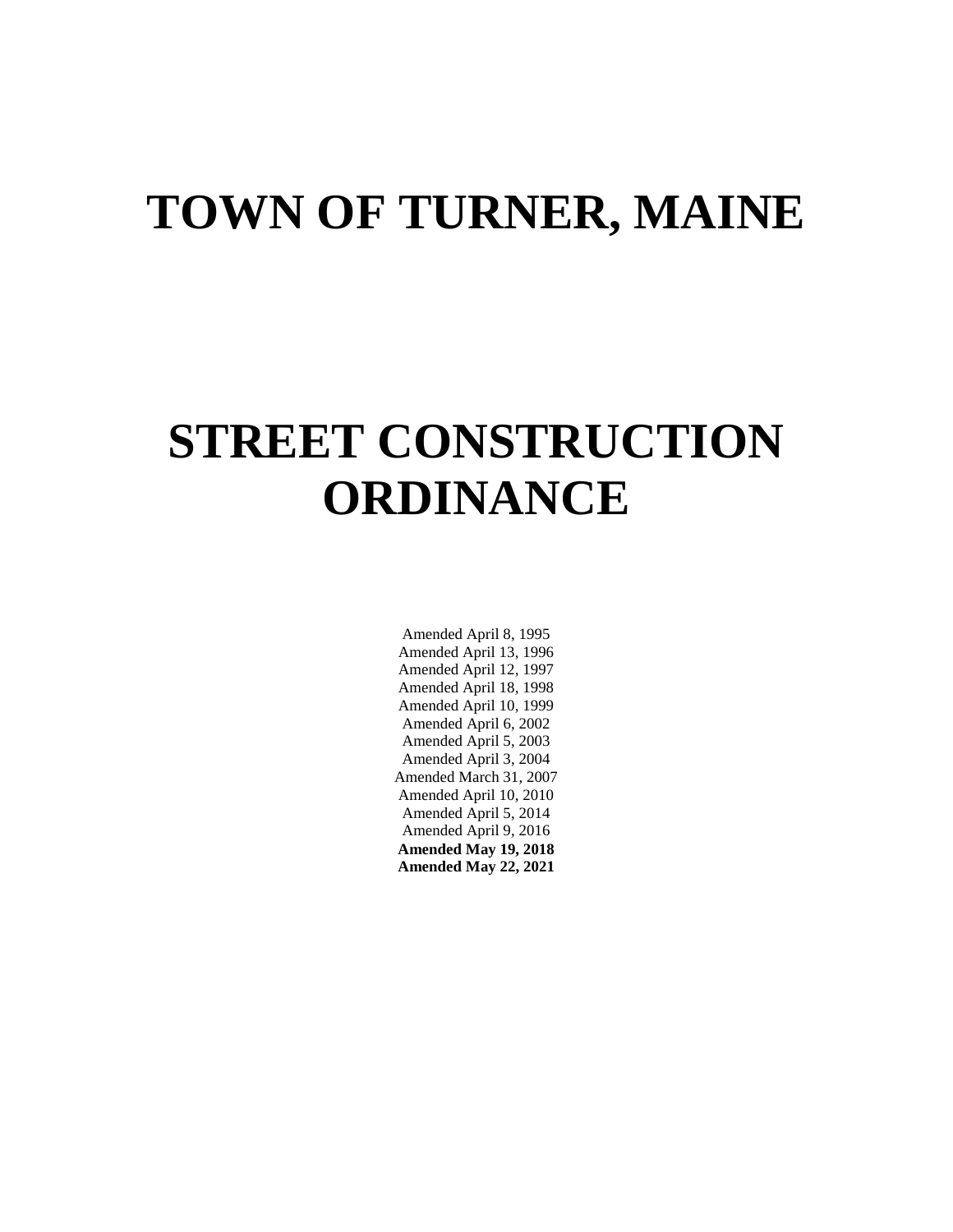# TOWN OF TURNER, MAINE

# STREET CONSTRUCTION ORDINANCE

Amended April 8, 1995
Amended April 13, 1996
Amended April 12, 1997
Amended April 18, 1998
Amended April 10, 1999
Amended April 6, 2002
Amended April 5, 2003
Amended April 3, 2004
Amended March 31, 2007
Amended April 10, 2010
Amended April 5, 2014
Amended April 9, 2016
**Amended May 19, 2018**
**Amended May 22, 2021**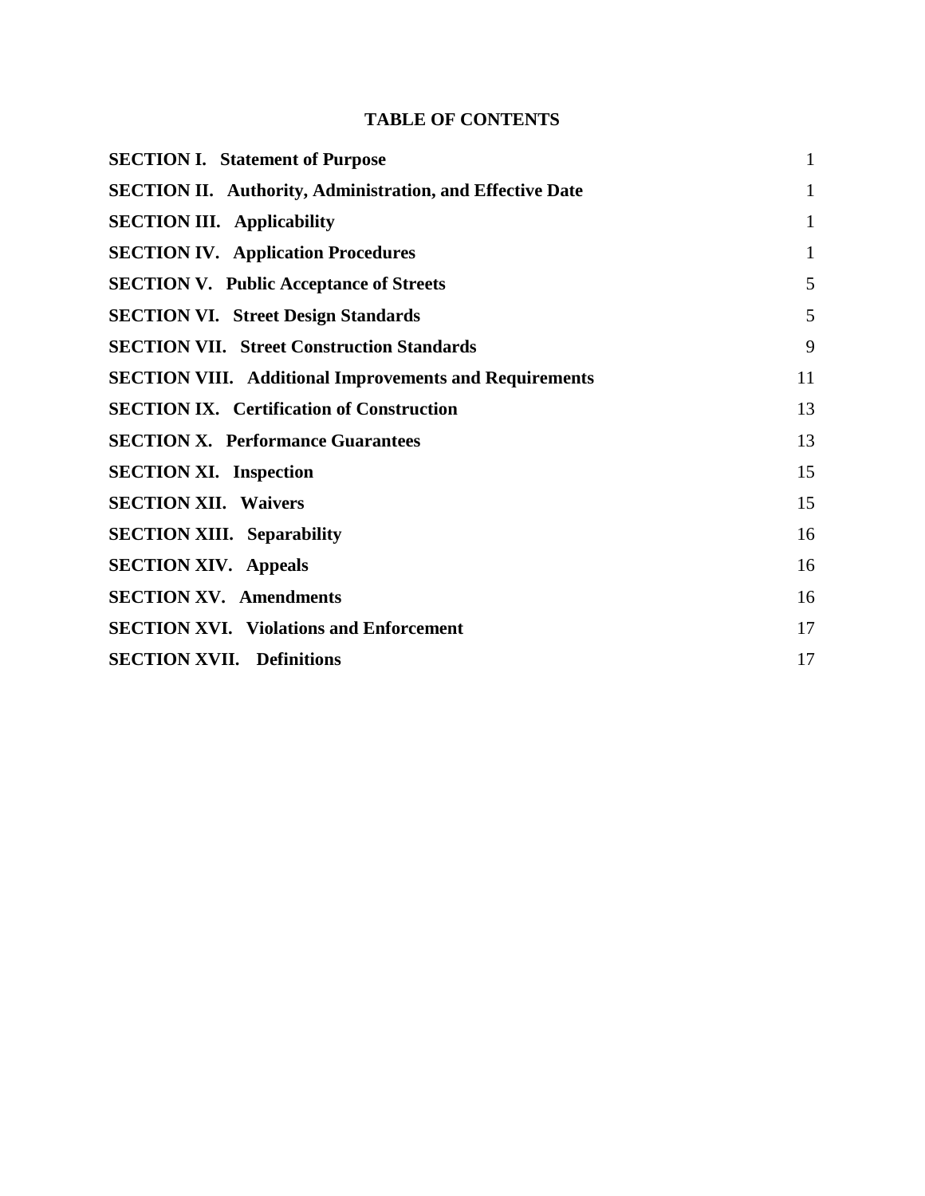# TABLE OF CONTENTS

| | |
|---|---|
| **SECTION I. Statement of Purpose** | 1 |
| **SECTION II. Authority, Administration, and Effective Date** | 1 |
| **SECTION III. Applicability** | 1 |
| **SECTION IV. Application Procedures** | 1 |
| **SECTION V. Public Acceptance of Streets** | 5 |
| **SECTION VI. Street Design Standards** | 5 |
| **SECTION VII. Street Construction Standards** | 9 |
| **SECTION VIII. Additional Improvements and Requirements** | 11 |
| **SECTION IX. Certification of Construction** | 13 |
| **SECTION X. Performance Guarantees** | 13 |
| **SECTION XI. Inspection** | 15 |
| **SECTION XII. Waivers** | 15 |
| **SECTION XIII. Separability** | 16 |
| **SECTION XIV. Appeals** | 16 |
| **SECTION XV. Amendments** | 16 |
| **SECTION XVI. Violations and Enforcement** | 17 |
| **SECTION XVII. Definitions** | 17 |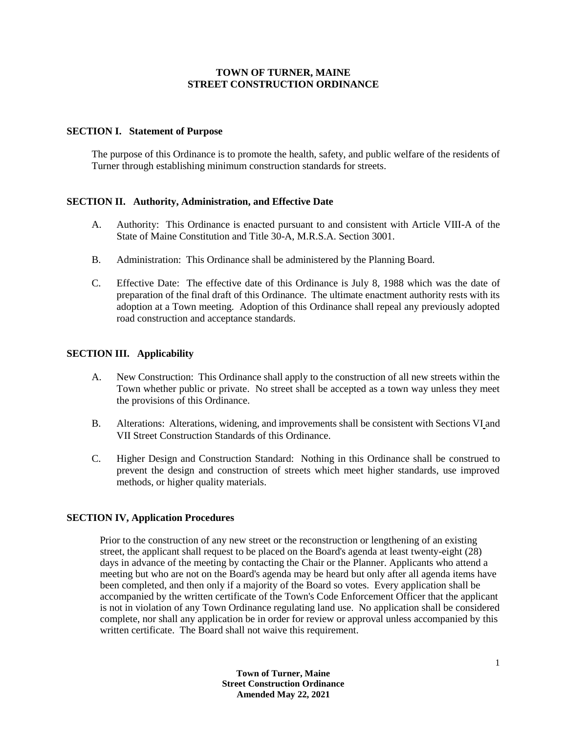# TOWN OF TURNER, MAINE
# STREET CONSTRUCTION ORDINANCE

## SECTION I. Statement of Purpose

The purpose of this Ordinance is to promote the health, safety, and public welfare of the residents of Turner through establishing minimum construction standards for streets.

## SECTION II. Authority, Administration, and Effective Date

A. Authority: This Ordinance is enacted pursuant to and consistent with Article VIII-A of the State of Maine Constitution and Title 30-A, M.R.S.A. Section 3001.

B. Administration: This Ordinance shall be administered by the Planning Board.

C. Effective Date: The effective date of this Ordinance is July 8, 1988 which was the date of preparation of the final draft of this Ordinance. The ultimate enactment authority rests with its adoption at a Town meeting. Adoption of this Ordinance shall repeal any previously adopted road construction and acceptance standards.

## SECTION III. Applicability

A. New Construction: This Ordinance shall apply to the construction of all new streets within the Town whether public or private. No street shall be accepted as a town way unless they meet the provisions of this Ordinance.

B. Alterations: Alterations, widening, and improvements shall be consistent with Sections VI and VII Street Construction Standards of this Ordinance.

C. Higher Design and Construction Standard: Nothing in this Ordinance shall be construed to prevent the design and construction of streets which meet higher standards, use improved methods, or higher quality materials.

## SECTION IV, Application Procedures

Prior to the construction of any new street or the reconstruction or lengthening of an existing street, the applicant shall request to be placed on the Board's agenda at least twenty-eight (28) days in advance of the meeting by contacting the Chair or the Planner. Applicants who attend a meeting but who are not on the Board's agenda may be heard but only after all agenda items have been completed, and then only if a majority of the Board so votes. Every application shall be accompanied by the written certificate of the Town's Code Enforcement Officer that the applicant is not in violation of any Town Ordinance regulating land use. No application shall be considered complete, nor shall any application be in order for review or approval unless accompanied by this written certificate. The Board shall not waive this requirement.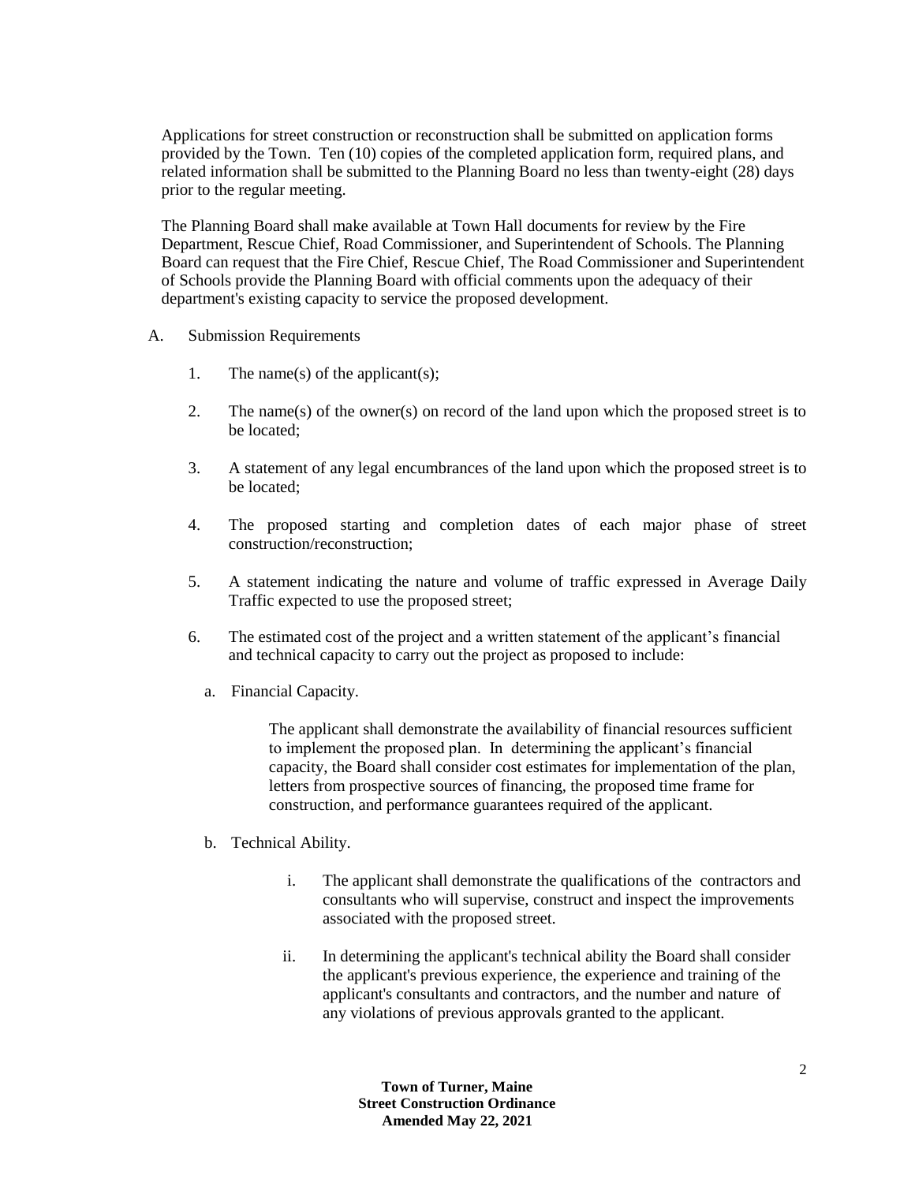Applications for street construction or reconstruction shall be submitted on application forms provided by the Town. Ten (10) copies of the completed application form, required plans, and related information shall be submitted to the Planning Board no less than twenty-eight (28) days prior to the regular meeting.

The Planning Board shall make available at Town Hall documents for review by the Fire Department, Rescue Chief, Road Commissioner, and Superintendent of Schools. The Planning Board can request that the Fire Chief, Rescue Chief, The Road Commissioner and Superintendent of Schools provide the Planning Board with official comments upon the adequacy of their department's existing capacity to service the proposed development.

A. Submission Requirements

1. The name(s) of the applicant(s);

2. The name(s) of the owner(s) on record of the land upon which the proposed street is to be located;

3. A statement of any legal encumbrances of the land upon which the proposed street is to be located;

4. The proposed starting and completion dates of each major phase of street construction/reconstruction;

5. A statement indicating the nature and volume of traffic expressed in Average Daily Traffic expected to use the proposed street;

6. The estimated cost of the project and a written statement of the applicant's financial and technical capacity to carry out the project as proposed to include:

   a. Financial Capacity.

      The applicant shall demonstrate the availability of financial resources sufficient to implement the proposed plan. In determining the applicant's financial capacity, the Board shall consider cost estimates for implementation of the plan, letters from prospective sources of financing, the proposed time frame for construction, and performance guarantees required of the applicant.

   b. Technical Ability.

      i. The applicant shall demonstrate the qualifications of the contractors and consultants who will supervise, construct and inspect the improvements associated with the proposed street.

      ii. In determining the applicant's technical ability the Board shall consider the applicant's previous experience, the experience and training of the applicant's consultants and contractors, and the number and nature of any violations of previous approvals granted to the applicant.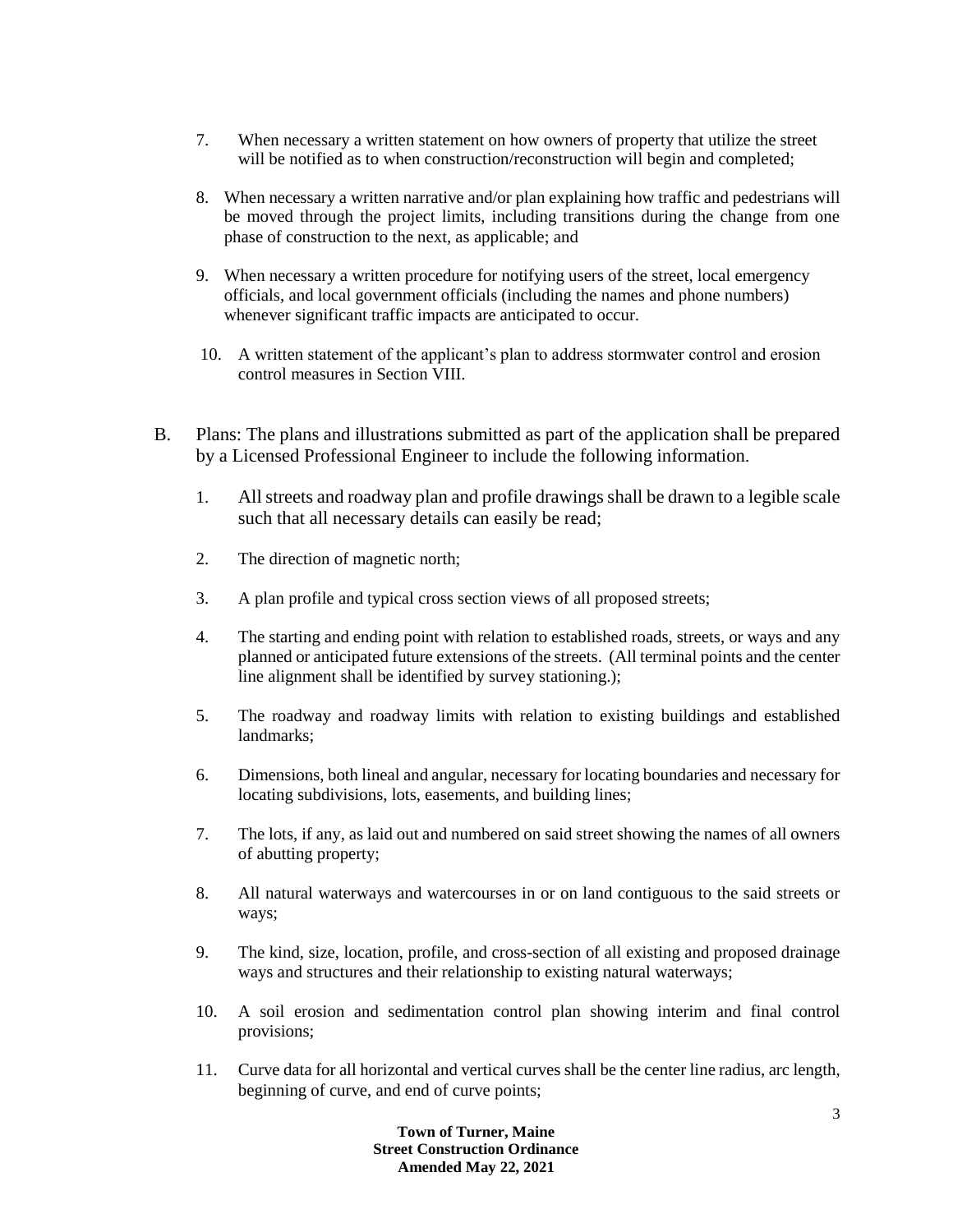7. When necessary a written statement on how owners of property that utilize the street will be notified as to when construction/reconstruction will begin and completed;

8. When necessary a written narrative and/or plan explaining how traffic and pedestrians will be moved through the project limits, including transitions during the change from one phase of construction to the next, as applicable; and

9. When necessary a written procedure for notifying users of the street, local emergency officials, and local government officials (including the names and phone numbers) whenever significant traffic impacts are anticipated to occur.

10. A written statement of the applicant's plan to address stormwater control and erosion control measures in Section VIII.

B. Plans: The plans and illustrations submitted as part of the application shall be prepared by a Licensed Professional Engineer to include the following information.

1. All streets and roadway plan and profile drawings shall be drawn to a legible scale such that all necessary details can easily be read;

2. The direction of magnetic north;

3. A plan profile and typical cross section views of all proposed streets;

4. The starting and ending point with relation to established roads, streets, or ways and any planned or anticipated future extensions of the streets. (All terminal points and the center line alignment shall be identified by survey stationing.);

5. The roadway and roadway limits with relation to existing buildings and established landmarks;

6. Dimensions, both lineal and angular, necessary for locating boundaries and necessary for locating subdivisions, lots, easements, and building lines;

7. The lots, if any, as laid out and numbered on said street showing the names of all owners of abutting property;

8. All natural waterways and watercourses in or on land contiguous to the said streets or ways;

9. The kind, size, location, profile, and cross-section of all existing and proposed drainage ways and structures and their relationship to existing natural waterways;

10. A soil erosion and sedimentation control plan showing interim and final control provisions;

11. Curve data for all horizontal and vertical curves shall be the center line radius, arc length, beginning of curve, and end of curve points;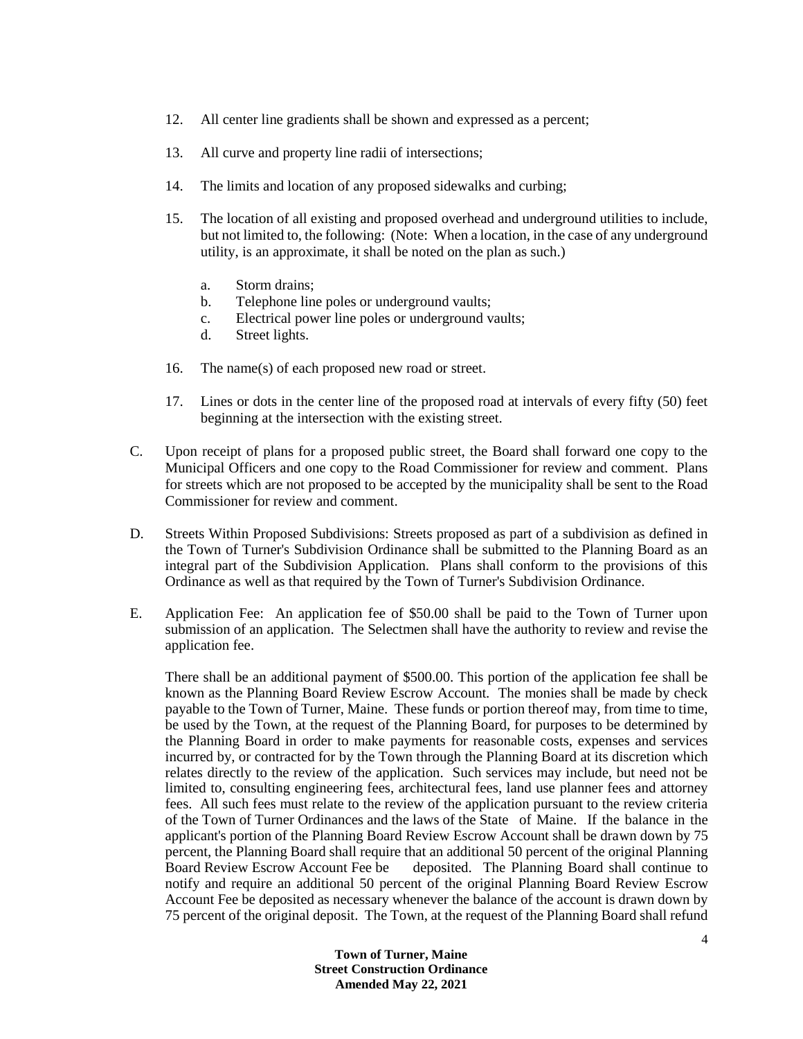12. All center line gradients shall be shown and expressed as a percent;

13. All curve and property line radii of intersections;

14. The limits and location of any proposed sidewalks and curbing;

15. The location of all existing and proposed overhead and underground utilities to include, but not limited to, the following: (Note: When a location, in the case of any underground utility, is an approximate, it shall be noted on the plan as such.)

    a. Storm drains;
    b. Telephone line poles or underground vaults;
    c. Electrical power line poles or underground vaults;
    d. Street lights.

16. The name(s) of each proposed new road or street.

17. Lines or dots in the center line of the proposed road at intervals of every fifty (50) feet beginning at the intersection with the existing street.

C. Upon receipt of plans for a proposed public street, the Board shall forward one copy to the Municipal Officers and one copy to the Road Commissioner for review and comment. Plans for streets which are not proposed to be accepted by the municipality shall be sent to the Road Commissioner for review and comment.

D. Streets Within Proposed Subdivisions: Streets proposed as part of a subdivision as defined in the Town of Turner's Subdivision Ordinance shall be submitted to the Planning Board as an integral part of the Subdivision Application. Plans shall conform to the provisions of this Ordinance as well as that required by the Town of Turner's Subdivision Ordinance.

E. Application Fee: An application fee of $50.00 shall be paid to the Town of Turner upon submission of an application. The Selectmen shall have the authority to review and revise the application fee.

   There shall be an additional payment of $500.00. This portion of the application fee shall be known as the Planning Board Review Escrow Account. The monies shall be made by check payable to the Town of Turner, Maine. These funds or portion thereof may, from time to time, be used by the Town, at the request of the Planning Board, for purposes to be determined by the Planning Board in order to make payments for reasonable costs, expenses and services incurred by, or contracted for by the Town through the Planning Board at its discretion which relates directly to the review of the application. Such services may include, but need not be limited to, consulting engineering fees, architectural fees, land use planner fees and attorney fees. All such fees must relate to the review of the application pursuant to the review criteria of the Town of Turner Ordinances and the laws of the State of Maine. If the balance in the applicant's portion of the Planning Board Review Escrow Account shall be drawn down by 75 percent, the Planning Board shall require that an additional 50 percent of the original Planning Board Review Escrow Account Fee be deposited. The Planning Board shall continue to notify and require an additional 50 percent of the original Planning Board Review Escrow Account Fee be deposited as necessary whenever the balance of the account is drawn down by 75 percent of the original deposit. The Town, at the request of the Planning Board shall refund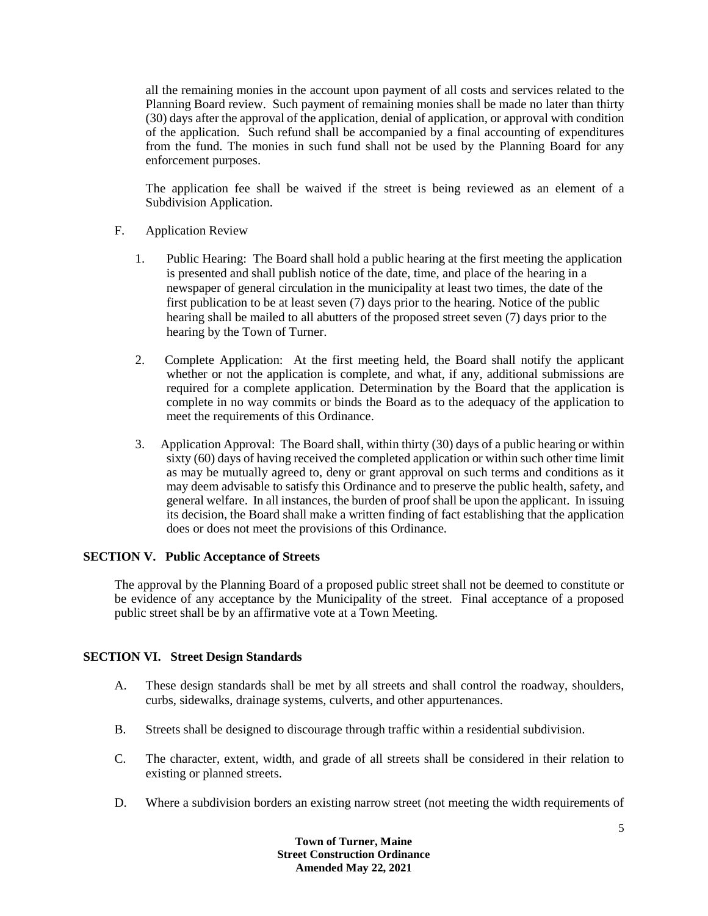all the remaining monies in the account upon payment of all costs and services related to the Planning Board review. Such payment of remaining monies shall be made no later than thirty (30) days after the approval of the application, denial of application, or approval with condition of the application. Such refund shall be accompanied by a final accounting of expenditures from the fund. The monies in such fund shall not be used by the Planning Board for any enforcement purposes.

The application fee shall be waived if the street is being reviewed as an element of a Subdivision Application.

F. Application Review

1. Public Hearing: The Board shall hold a public hearing at the first meeting the application is presented and shall publish notice of the date, time, and place of the hearing in a newspaper of general circulation in the municipality at least two times, the date of the first publication to be at least seven (7) days prior to the hearing. Notice of the public hearing shall be mailed to all abutters of the proposed street seven (7) days prior to the hearing by the Town of Turner.

2. Complete Application: At the first meeting held, the Board shall notify the applicant whether or not the application is complete, and what, if any, additional submissions are required for a complete application. Determination by the Board that the application is complete in no way commits or binds the Board as to the adequacy of the application to meet the requirements of this Ordinance.

3. Application Approval: The Board shall, within thirty (30) days of a public hearing or within sixty (60) days of having received the completed application or within such other time limit as may be mutually agreed to, deny or grant approval on such terms and conditions as it may deem advisable to satisfy this Ordinance and to preserve the public health, safety, and general welfare. In all instances, the burden of proof shall be upon the applicant. In issuing its decision, the Board shall make a written finding of fact establishing that the application does or does not meet the provisions of this Ordinance.

## SECTION V. Public Acceptance of Streets

The approval by the Planning Board of a proposed public street shall not be deemed to constitute or be evidence of any acceptance by the Municipality of the street. Final acceptance of a proposed public street shall be by an affirmative vote at a Town Meeting.

## SECTION VI. Street Design Standards

A. These design standards shall be met by all streets and shall control the roadway, shoulders, curbs, sidewalks, drainage systems, culverts, and other appurtenances.

B. Streets shall be designed to discourage through traffic within a residential subdivision.

C. The character, extent, width, and grade of all streets shall be considered in their relation to existing or planned streets.

D. Where a subdivision borders an existing narrow street (not meeting the width requirements of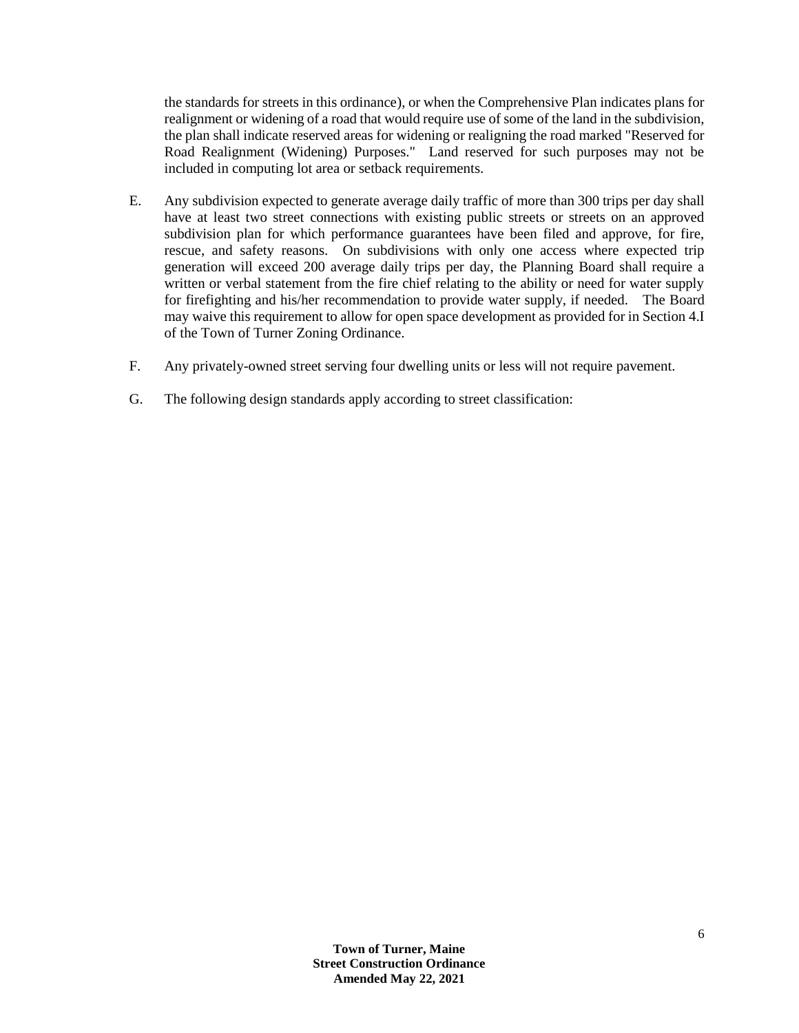the standards for streets in this ordinance), or when the Comprehensive Plan indicates plans for realignment or widening of a road that would require use of some of the land in the subdivision, the plan shall indicate reserved areas for widening or realigning the road marked "Reserved for Road Realignment (Widening) Purposes." Land reserved for such purposes may not be included in computing lot area or setback requirements.

E. Any subdivision expected to generate average daily traffic of more than 300 trips per day shall have at least two street connections with existing public streets or streets on an approved subdivision plan for which performance guarantees have been filed and approve, for fire, rescue, and safety reasons. On subdivisions with only one access where expected trip generation will exceed 200 average daily trips per day, the Planning Board shall require a written or verbal statement from the fire chief relating to the ability or need for water supply for firefighting and his/her recommendation to provide water supply, if needed. The Board may waive this requirement to allow for open space development as provided for in Section 4.I of the Town of Turner Zoning Ordinance.

F. Any privately-owned street serving four dwelling units or less will not require pavement.

G. The following design standards apply according to street classification: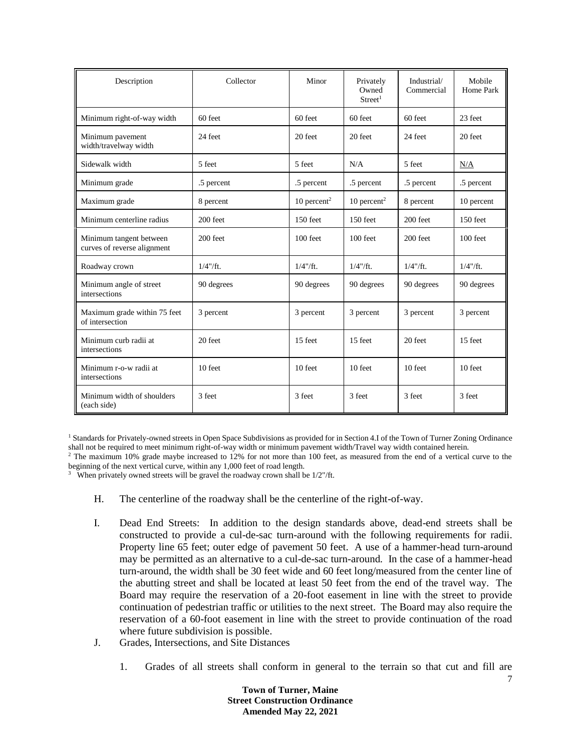| Description | Collector | Minor | Privately Owned Street[1] | Industrial/ Commercial | Mobile Home Park |
|---|---|---|---|---|---|
| Minimum right-of-way width | 60 feet | 60 feet | 60 feet | 60 feet | 23 feet |
| Minimum pavement width/travelway width | 24 feet | 20 feet | 20 feet | 24 feet | 20 feet |
| Sidewalk width | 5 feet | 5 feet | N/A | 5 feet | N/A |
| Minimum grade | .5 percent | .5 percent | .5 percent | .5 percent | .5 percent |
| Maximum grade | 8 percent | 10 percent[2] | 10 percent[2] | 8 percent | 10 percent |
| Minimum centerline radius | 200 feet | 150 feet | 150 feet | 200 feet | 150 feet |
| Minimum tangent between curves of reverse alignment | 200 feet | 100 feet | 100 feet | 200 feet | 100 feet |
| Roadway crown | 1/4"/ft. | 1/4"/ft. | 1/4"/ft. | 1/4"/ft. | 1/4"/ft. |
| Minimum angle of street intersections | 90 degrees | 90 degrees | 90 degrees | 90 degrees | 90 degrees |
| Maximum grade within 75 feet of intersection | 3 percent | 3 percent | 3 percent | 3 percent | 3 percent |
| Minimum curb radii at intersections | 20 feet | 15 feet | 15 feet | 20 feet | 15 feet |
| Minimum r-o-w radii at intersections | 10 feet | 10 feet | 10 feet | 10 feet | 10 feet |
| Minimum width of shoulders (each side) | 3 feet | 3 feet | 3 feet | 3 feet | 3 feet |

[1] Standards for Privately-owned streets in Open Space Subdivisions as provided for in Section 4.I of the Town of Turner Zoning Ordinance shall not be required to meet minimum right-of-way width or minimum pavement width/Travel way width contained herein.
[2] The maximum 10% grade maybe increased to 12% for not more than 100 feet, as measured from the end of a vertical curve to the beginning of the next vertical curve, within any 1,000 feet of road length.
[3] When privately owned streets will be gravel the roadway crown shall be 1/2"/ft.

H. The centerline of the roadway shall be the centerline of the right-of-way.

I. Dead End Streets: In addition to the design standards above, dead-end streets shall be constructed to provide a cul-de-sac turn-around with the following requirements for radii. Property line 65 feet; outer edge of pavement 50 feet. A use of a hammer-head turn-around may be permitted as an alternative to a cul-de-sac turn-around. In the case of a hammer-head turn-around, the width shall be 30 feet wide and 60 feet long/measured from the center line of the abutting street and shall be located at least 50 feet from the end of the travel way. The Board may require the reservation of a 20-foot easement in line with the street to provide continuation of pedestrian traffic or utilities to the next street. The Board may also require the reservation of a 60-foot easement in line with the street to provide continuation of the road where future subdivision is possible.

J. Grades, Intersections, and Site Distances

1. Grades of all streets shall conform in general to the terrain so that cut and fill are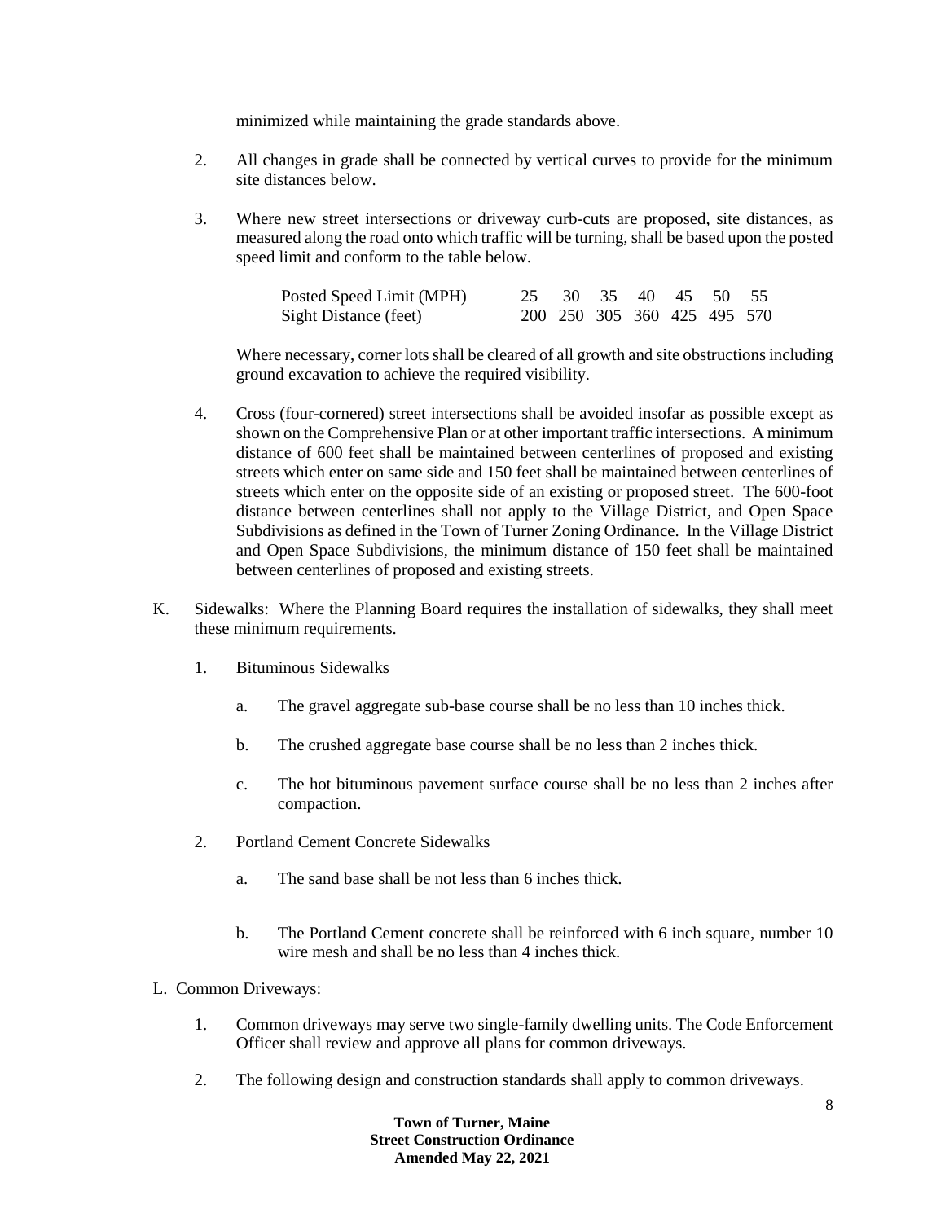minimized while maintaining the grade standards above.

2. All changes in grade shall be connected by vertical curves to provide for the minimum site distances below.

3. Where new street intersections or driveway curb-cuts are proposed, site distances, as measured along the road onto which traffic will be turning, shall be based upon the posted speed limit and conform to the table below.

| Posted Speed Limit (MPH) | 25 | 30 | 35 | 40 | 45 | 50 | 55 |
|---|---|---|---|---|---|---|---|
| Sight Distance (feet) | 200 | 250 | 305 | 360 | 425 | 495 | 570 |

   Where necessary, corner lots shall be cleared of all growth and site obstructions including ground excavation to achieve the required visibility.

4. Cross (four-cornered) street intersections shall be avoided insofar as possible except as shown on the Comprehensive Plan or at other important traffic intersections. A minimum distance of 600 feet shall be maintained between centerlines of proposed and existing streets which enter on same side and 150 feet shall be maintained between centerlines of streets which enter on the opposite side of an existing or proposed street. The 600-foot distance between centerlines shall not apply to the Village District, and Open Space Subdivisions as defined in the Town of Turner Zoning Ordinance. In the Village District and Open Space Subdivisions, the minimum distance of 150 feet shall be maintained between centerlines of proposed and existing streets.

K. Sidewalks: Where the Planning Board requires the installation of sidewalks, they shall meet these minimum requirements.

   1. Bituminous Sidewalks

      a. The gravel aggregate sub-base course shall be no less than 10 inches thick.

      b. The crushed aggregate base course shall be no less than 2 inches thick.

      c. The hot bituminous pavement surface course shall be no less than 2 inches after compaction.

   2. Portland Cement Concrete Sidewalks

      a. The sand base shall be not less than 6 inches thick.

      b. The Portland Cement concrete shall be reinforced with 6 inch square, number 10 wire mesh and shall be no less than 4 inches thick.

L. Common Driveways:

   1. Common driveways may serve two single-family dwelling units. The Code Enforcement Officer shall review and approve all plans for common driveways.

   2. The following design and construction standards shall apply to common driveways.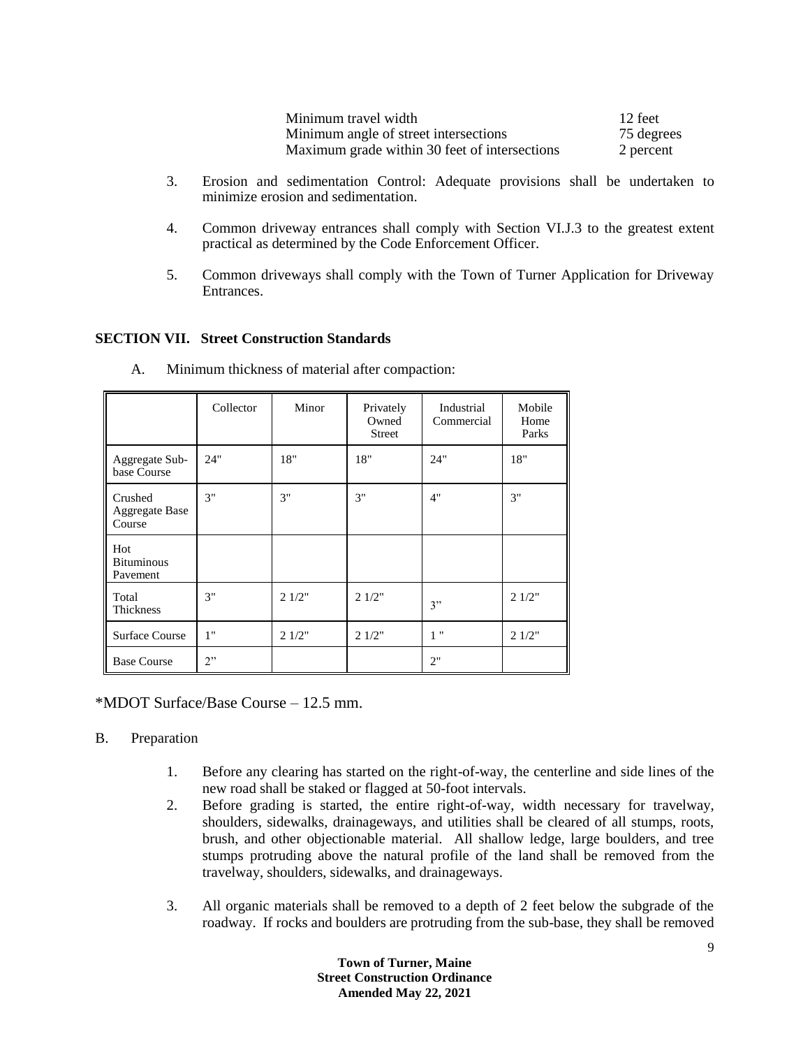| | |
|---|---|
| Minimum travel width | 12 feet |
| Minimum angle of street intersections | 75 degrees |
| Maximum grade within 30 feet of intersections | 2 percent |

3. Erosion and sedimentation Control: Adequate provisions shall be undertaken to minimize erosion and sedimentation.

4. Common driveway entrances shall comply with Section VI.J.3 to the greatest extent practical as determined by the Code Enforcement Officer.

5. Common driveways shall comply with the Town of Turner Application for Driveway Entrances.

## SECTION VII. Street Construction Standards

A. Minimum thickness of material after compaction:

| | Collector | Minor | Privately Owned Street | Industrial Commercial | Mobile Home Parks |
|---|---|---|---|---|---|
| Aggregate Sub-base Course | 24" | 18" | 18" | 24" | 18" |
| Crushed Aggregate Base Course | 3" | 3" | 3" | 4" | 3" |
| Hot Bituminous Pavement | | | | | |
| Total Thickness | 3" | 2 1/2" | 2 1/2" | 3" | 2 1/2" |
| Surface Course | 1" | 2 1/2" | 2 1/2" | 1 " | 2 1/2" |
| Base Course | 2" | | | 2" | |

*MDOT Surface/Base Course – 12.5 mm.

B. Preparation

1. Before any clearing has started on the right-of-way, the centerline and side lines of the new road shall be staked or flagged at 50-foot intervals.
2. Before grading is started, the entire right-of-way, width necessary for travelway, shoulders, sidewalks, drainageways, and utilities shall be cleared of all stumps, roots, brush, and other objectionable material. All shallow ledge, large boulders, and tree stumps protruding above the natural profile of the land shall be removed from the travelway, shoulders, sidewalks, and drainageways.

3. All organic materials shall be removed to a depth of 2 feet below the subgrade of the roadway. If rocks and boulders are protruding from the sub-base, they shall be removed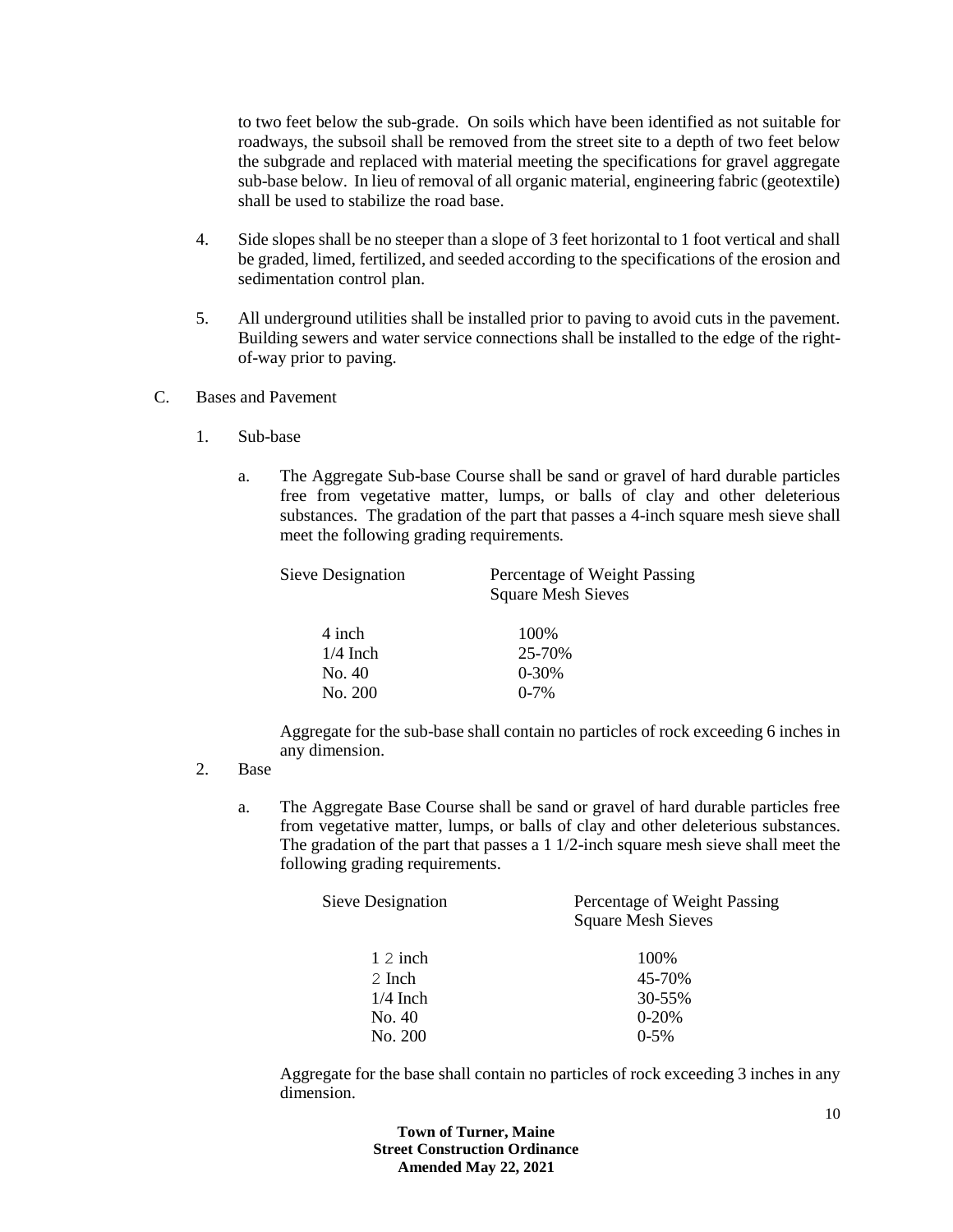to two feet below the sub-grade. On soils which have been identified as not suitable for roadways, the subsoil shall be removed from the street site to a depth of two feet below the subgrade and replaced with material meeting the specifications for gravel aggregate sub-base below. In lieu of removal of all organic material, engineering fabric (geotextile) shall be used to stabilize the road base.

4. Side slopes shall be no steeper than a slope of 3 feet horizontal to 1 foot vertical and shall be graded, limed, fertilized, and seeded according to the specifications of the erosion and sedimentation control plan.

5. All underground utilities shall be installed prior to paving to avoid cuts in the pavement. Building sewers and water service connections shall be installed to the edge of the right-of-way prior to paving.

C. Bases and Pavement

1. Sub-base

a. The Aggregate Sub-base Course shall be sand or gravel of hard durable particles free from vegetative matter, lumps, or balls of clay and other deleterious substances. The gradation of the part that passes a 4-inch square mesh sieve shall meet the following grading requirements.

| Sieve Designation | Percentage of Weight Passing Square Mesh Sieves |
|---|---|
| 4 inch | 100% |
| 1/4 Inch | 25-70% |
| No. 40 | 0-30% |
| No. 200 | 0-7% |

Aggregate for the sub-base shall contain no particles of rock exceeding 6 inches in any dimension.

2. Base

a. The Aggregate Base Course shall be sand or gravel of hard durable particles free from vegetative matter, lumps, or balls of clay and other deleterious substances. The gradation of the part that passes a 1 1/2-inch square mesh sieve shall meet the following grading requirements.

| Sieve Designation | Percentage of Weight Passing Square Mesh Sieves |
|---|---|
| 1 2 inch | 100% |
| 2 Inch | 45-70% |
| 1/4 Inch | 30-55% |
| No. 40 | 0-20% |
| No. 200 | 0-5% |

Aggregate for the base shall contain no particles of rock exceeding 3 inches in any dimension.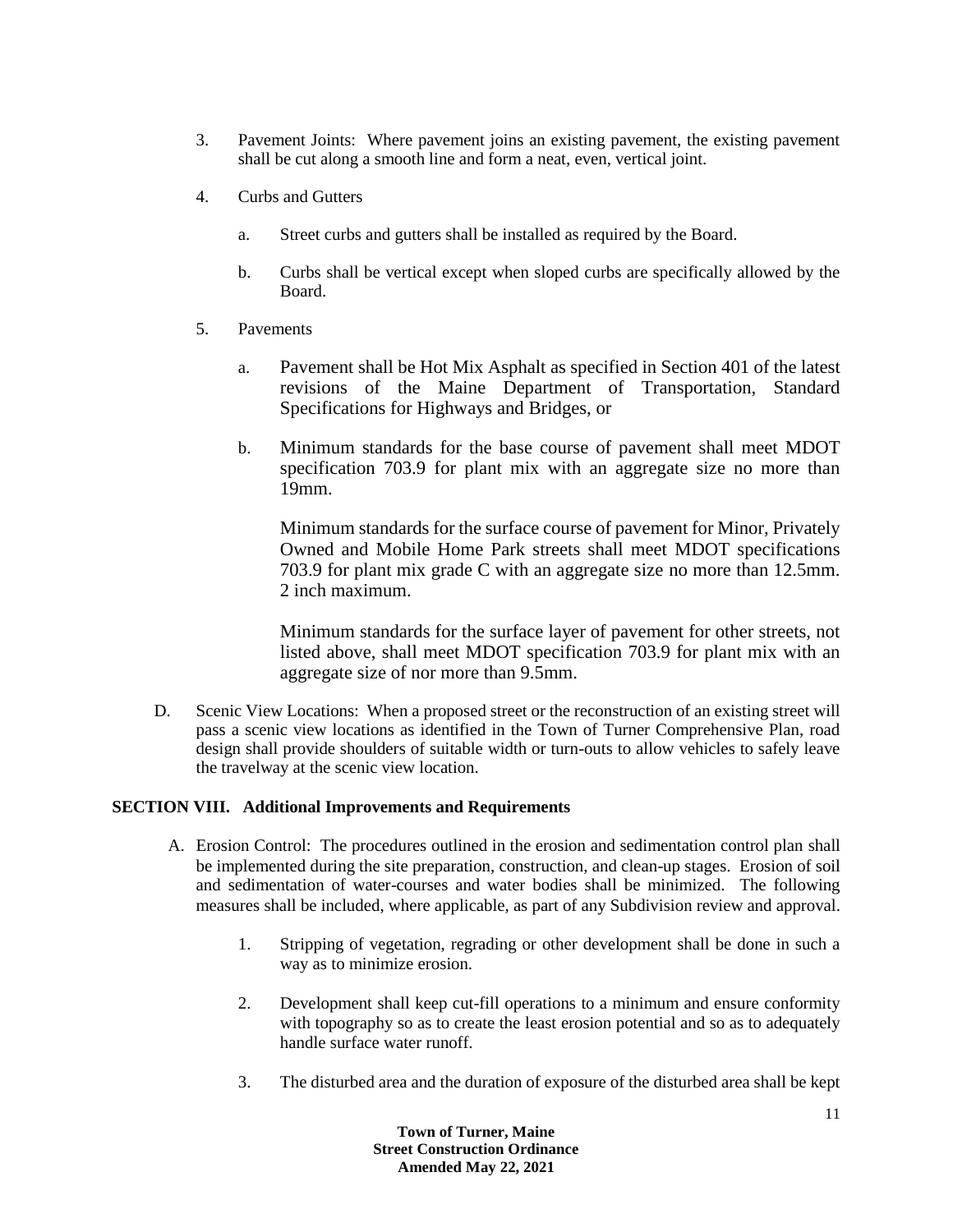3. Pavement Joints: Where pavement joins an existing pavement, the existing pavement shall be cut along a smooth line and form a neat, even, vertical joint.

4. Curbs and Gutters

   a. Street curbs and gutters shall be installed as required by the Board.

   b. Curbs shall be vertical except when sloped curbs are specifically allowed by the Board.

5. Pavements

   a. Pavement shall be Hot Mix Asphalt as specified in Section 401 of the latest revisions of the Maine Department of Transportation, Standard Specifications for Highways and Bridges, or

   b. Minimum standards for the base course of pavement shall meet MDOT specification 703.9 for plant mix with an aggregate size no more than 19mm.

      Minimum standards for the surface course of pavement for Minor, Privately Owned and Mobile Home Park streets shall meet MDOT specifications 703.9 for plant mix grade C with an aggregate size no more than 12.5mm. 2 inch maximum.

      Minimum standards for the surface layer of pavement for other streets, not listed above, shall meet MDOT specification 703.9 for plant mix with an aggregate size of nor more than 9.5mm.

D. Scenic View Locations: When a proposed street or the reconstruction of an existing street will pass a scenic view locations as identified in the Town of Turner Comprehensive Plan, road design shall provide shoulders of suitable width or turn-outs to allow vehicles to safely leave the travelway at the scenic view location.

## SECTION VIII. Additional Improvements and Requirements

A. Erosion Control: The procedures outlined in the erosion and sedimentation control plan shall be implemented during the site preparation, construction, and clean-up stages. Erosion of soil and sedimentation of water-courses and water bodies shall be minimized. The following measures shall be included, where applicable, as part of any Subdivision review and approval.

   1. Stripping of vegetation, regrading or other development shall be done in such a way as to minimize erosion.

   2. Development shall keep cut-fill operations to a minimum and ensure conformity with topography so as to create the least erosion potential and so as to adequately handle surface water runoff.

   3. The disturbed area and the duration of exposure of the disturbed area shall be kept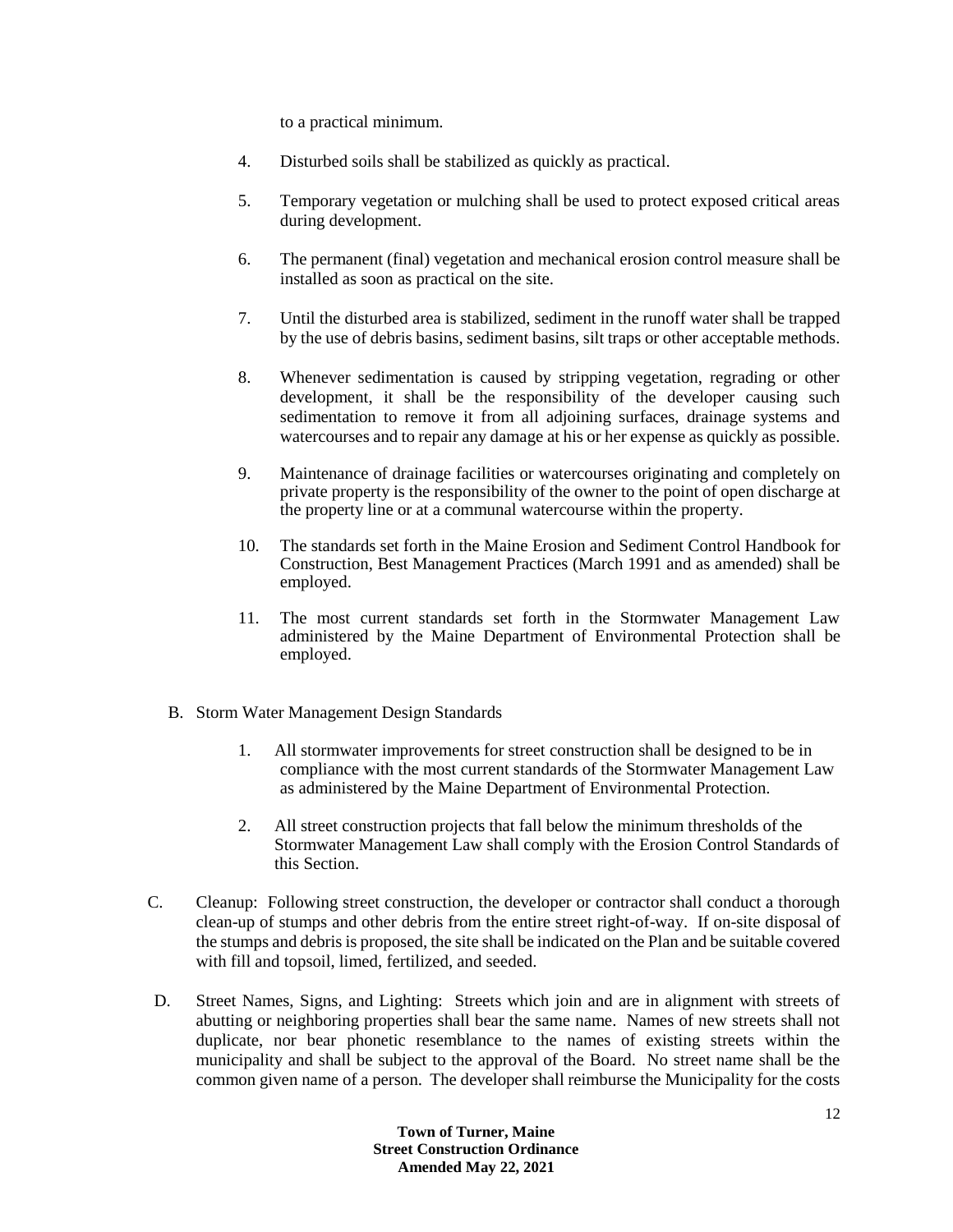to a practical minimum.

4. Disturbed soils shall be stabilized as quickly as practical.

5. Temporary vegetation or mulching shall be used to protect exposed critical areas during development.

6. The permanent (final) vegetation and mechanical erosion control measure shall be installed as soon as practical on the site.

7. Until the disturbed area is stabilized, sediment in the runoff water shall be trapped by the use of debris basins, sediment basins, silt traps or other acceptable methods.

8. Whenever sedimentation is caused by stripping vegetation, regrading or other development, it shall be the responsibility of the developer causing such sedimentation to remove it from all adjoining surfaces, drainage systems and watercourses and to repair any damage at his or her expense as quickly as possible.

9. Maintenance of drainage facilities or watercourses originating and completely on private property is the responsibility of the owner to the point of open discharge at the property line or at a communal watercourse within the property.

10. The standards set forth in the Maine Erosion and Sediment Control Handbook for Construction, Best Management Practices (March 1991 and as amended) shall be employed.

11. The most current standards set forth in the Stormwater Management Law administered by the Maine Department of Environmental Protection shall be employed.

B. Storm Water Management Design Standards

1. All stormwater improvements for street construction shall be designed to be in compliance with the most current standards of the Stormwater Management Law as administered by the Maine Department of Environmental Protection.

2. All street construction projects that fall below the minimum thresholds of the Stormwater Management Law shall comply with the Erosion Control Standards of this Section.

C. Cleanup: Following street construction, the developer or contractor shall conduct a thorough clean-up of stumps and other debris from the entire street right-of-way. If on-site disposal of the stumps and debris is proposed, the site shall be indicated on the Plan and be suitable covered with fill and topsoil, limed, fertilized, and seeded.

D. Street Names, Signs, and Lighting: Streets which join and are in alignment with streets of abutting or neighboring properties shall bear the same name. Names of new streets shall not duplicate, nor bear phonetic resemblance to the names of existing streets within the municipality and shall be subject to the approval of the Board. No street name shall be the common given name of a person. The developer shall reimburse the Municipality for the costs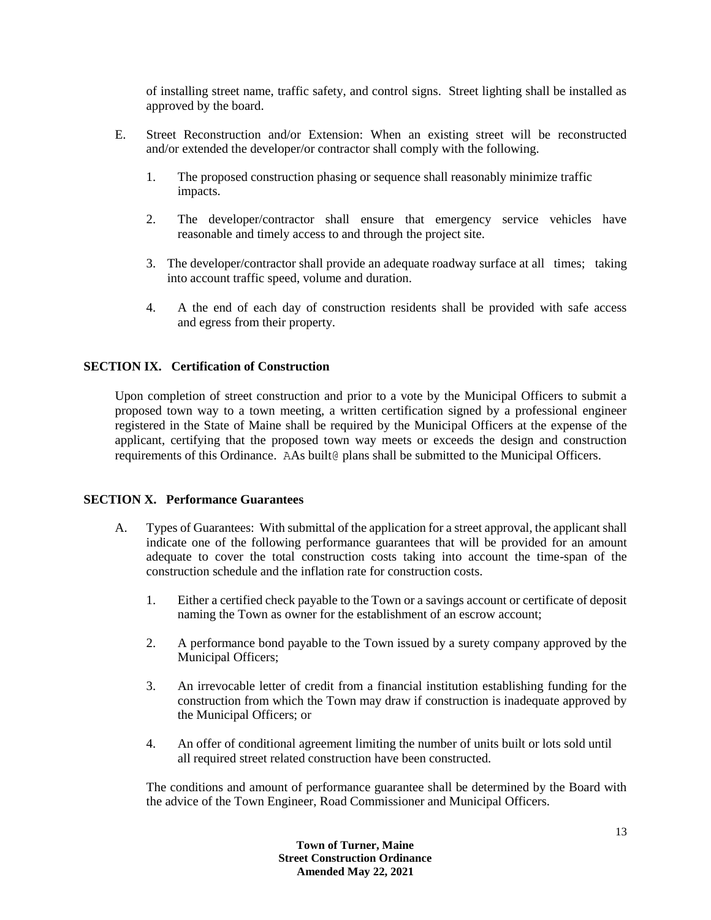of installing street name, traffic safety, and control signs. Street lighting shall be installed as approved by the board.

E. Street Reconstruction and/or Extension: When an existing street will be reconstructed and/or extended the developer/or contractor shall comply with the following.

   1. The proposed construction phasing or sequence shall reasonably minimize traffic impacts.

   2. The developer/contractor shall ensure that emergency service vehicles have reasonable and timely access to and through the project site.

   3. The developer/contractor shall provide an adequate roadway surface at all times; taking into account traffic speed, volume and duration.

   4. A the end of each day of construction residents shall be provided with safe access and egress from their property.

## SECTION IX. Certification of Construction

Upon completion of street construction and prior to a vote by the Municipal Officers to submit a proposed town way to a town meeting, a written certification signed by a professional engineer registered in the State of Maine shall be required by the Municipal Officers at the expense of the applicant, certifying that the proposed town way meets or exceeds the design and construction requirements of this Ordinance. AAs built@ plans shall be submitted to the Municipal Officers.

## SECTION X. Performance Guarantees

A. Types of Guarantees: With submittal of the application for a street approval, the applicant shall indicate one of the following performance guarantees that will be provided for an amount adequate to cover the total construction costs taking into account the time-span of the construction schedule and the inflation rate for construction costs.

   1. Either a certified check payable to the Town or a savings account or certificate of deposit naming the Town as owner for the establishment of an escrow account;

   2. A performance bond payable to the Town issued by a surety company approved by the Municipal Officers;

   3. An irrevocable letter of credit from a financial institution establishing funding for the construction from which the Town may draw if construction is inadequate approved by the Municipal Officers; or

   4. An offer of conditional agreement limiting the number of units built or lots sold until all required street related construction have been constructed.

   The conditions and amount of performance guarantee shall be determined by the Board with the advice of the Town Engineer, Road Commissioner and Municipal Officers.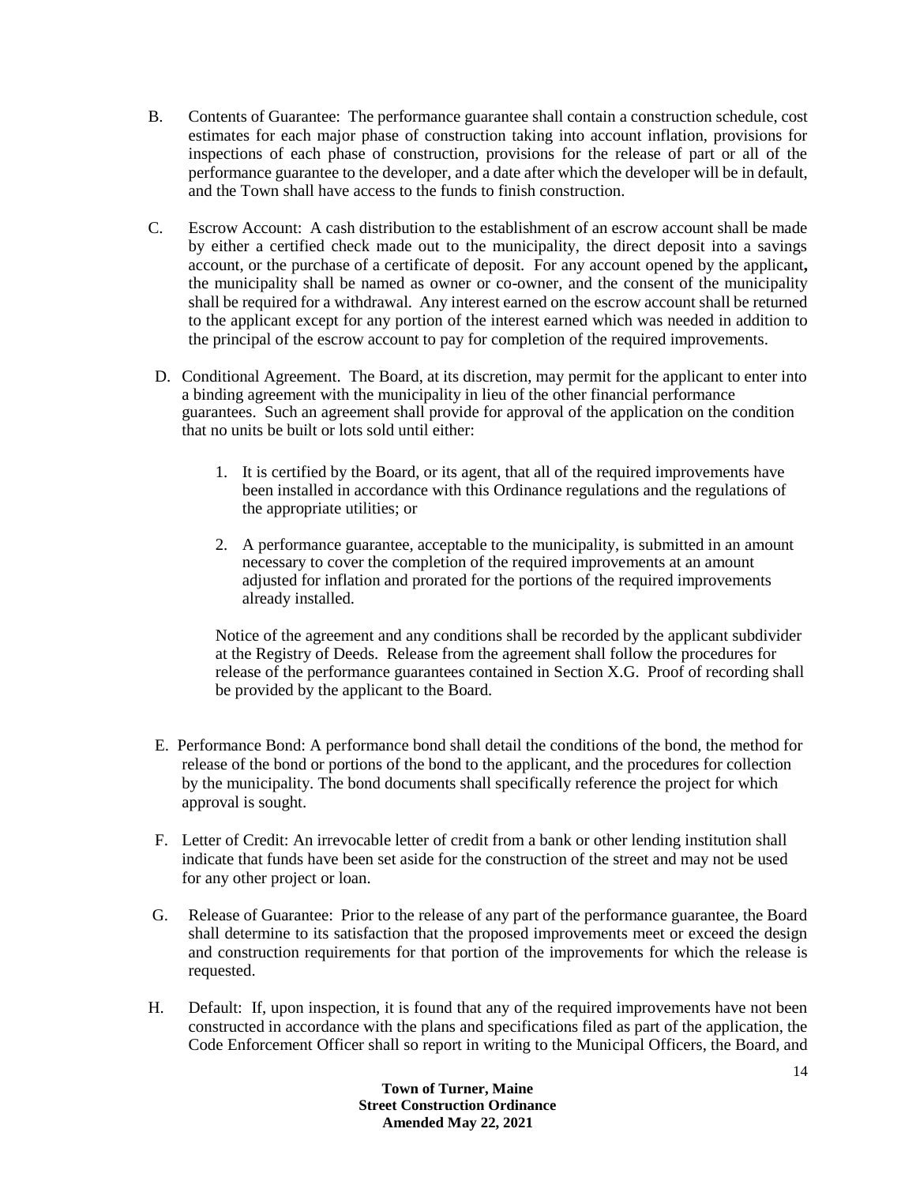B. Contents of Guarantee: The performance guarantee shall contain a construction schedule, cost estimates for each major phase of construction taking into account inflation, provisions for inspections of each phase of construction, provisions for the release of part or all of the performance guarantee to the developer, and a date after which the developer will be in default, and the Town shall have access to the funds to finish construction.

C. Escrow Account: A cash distribution to the establishment of an escrow account shall be made by either a certified check made out to the municipality, the direct deposit into a savings account, or the purchase of a certificate of deposit. For any account opened by the applicant**,** the municipality shall be named as owner or co-owner, and the consent of the municipality shall be required for a withdrawal. Any interest earned on the escrow account shall be returned to the applicant except for any portion of the interest earned which was needed in addition to the principal of the escrow account to pay for completion of the required improvements.

D. Conditional Agreement. The Board, at its discretion, may permit for the applicant to enter into a binding agreement with the municipality in lieu of the other financial performance guarantees. Such an agreement shall provide for approval of the application on the condition that no units be built or lots sold until either:

1. It is certified by the Board, or its agent, that all of the required improvements have been installed in accordance with this Ordinance regulations and the regulations of the appropriate utilities; or

2. A performance guarantee, acceptable to the municipality, is submitted in an amount necessary to cover the completion of the required improvements at an amount adjusted for inflation and prorated for the portions of the required improvements already installed.

Notice of the agreement and any conditions shall be recorded by the applicant subdivider at the Registry of Deeds. Release from the agreement shall follow the procedures for release of the performance guarantees contained in Section X.G. Proof of recording shall be provided by the applicant to the Board.

E. Performance Bond: A performance bond shall detail the conditions of the bond, the method for release of the bond or portions of the bond to the applicant, and the procedures for collection by the municipality. The bond documents shall specifically reference the project for which approval is sought.

F. Letter of Credit: An irrevocable letter of credit from a bank or other lending institution shall indicate that funds have been set aside for the construction of the street and may not be used for any other project or loan.

G. Release of Guarantee: Prior to the release of any part of the performance guarantee, the Board shall determine to its satisfaction that the proposed improvements meet or exceed the design and construction requirements for that portion of the improvements for which the release is requested.

H. Default: If, upon inspection, it is found that any of the required improvements have not been constructed in accordance with the plans and specifications filed as part of the application, the Code Enforcement Officer shall so report in writing to the Municipal Officers, the Board, and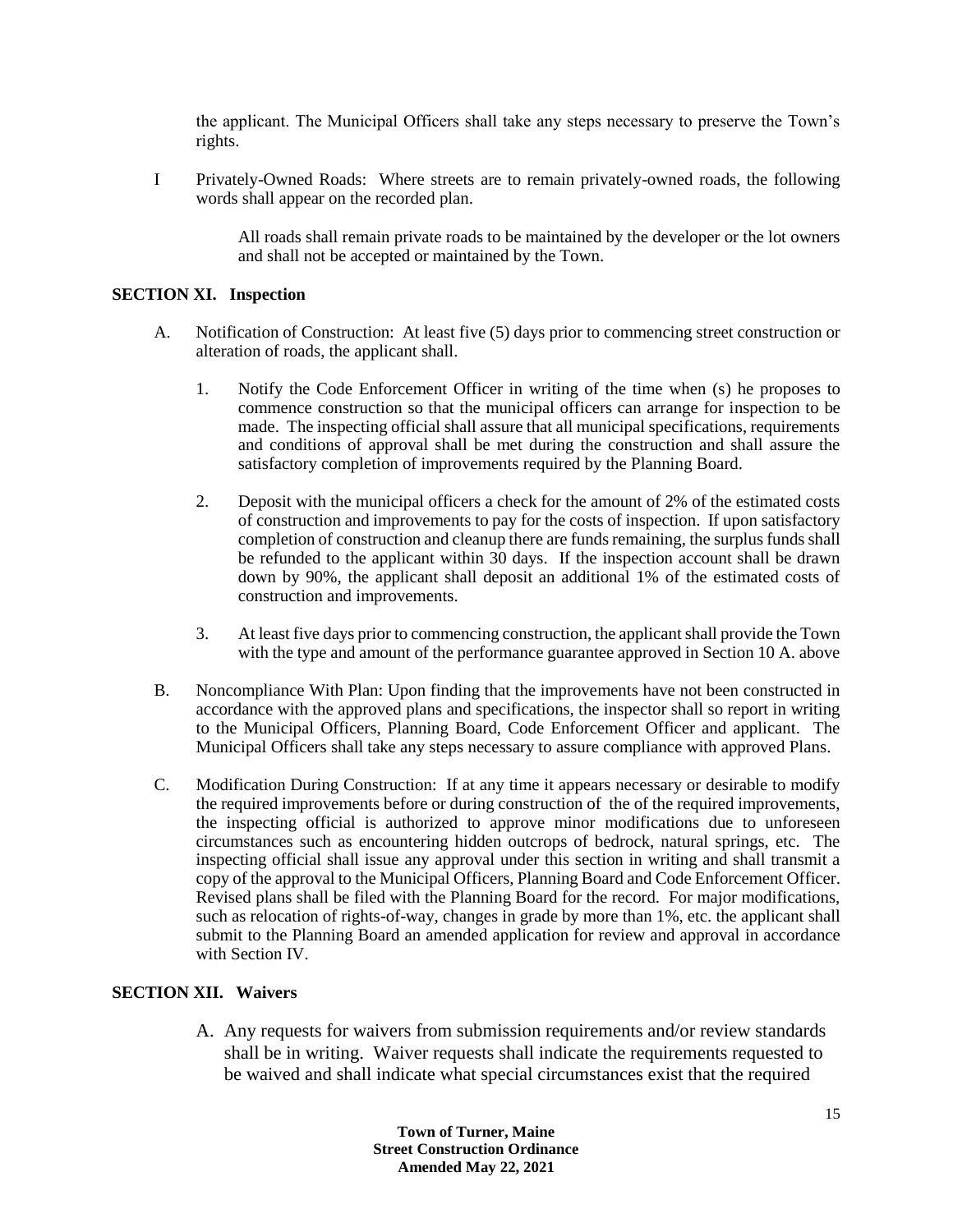the applicant. The Municipal Officers shall take any steps necessary to preserve the Town's rights.

I Privately-Owned Roads: Where streets are to remain privately-owned roads, the following words shall appear on the recorded plan.

> All roads shall remain private roads to be maintained by the developer or the lot owners and shall not be accepted or maintained by the Town.

**SECTION XI. Inspection**

A. Notification of Construction: At least five (5) days prior to commencing street construction or alteration of roads, the applicant shall.

1. Notify the Code Enforcement Officer in writing of the time when (s) he proposes to commence construction so that the municipal officers can arrange for inspection to be made. The inspecting official shall assure that all municipal specifications, requirements and conditions of approval shall be met during the construction and shall assure the satisfactory completion of improvements required by the Planning Board.

2. Deposit with the municipal officers a check for the amount of 2% of the estimated costs of construction and improvements to pay for the costs of inspection. If upon satisfactory completion of construction and cleanup there are funds remaining, the surplus funds shall be refunded to the applicant within 30 days. If the inspection account shall be drawn down by 90%, the applicant shall deposit an additional 1% of the estimated costs of construction and improvements.

3. At least five days prior to commencing construction, the applicant shall provide the Town with the type and amount of the performance guarantee approved in Section 10 A. above

B. Noncompliance With Plan: Upon finding that the improvements have not been constructed in accordance with the approved plans and specifications, the inspector shall so report in writing to the Municipal Officers, Planning Board, Code Enforcement Officer and applicant. The Municipal Officers shall take any steps necessary to assure compliance with approved Plans.

C. Modification During Construction: If at any time it appears necessary or desirable to modify the required improvements before or during construction of the of the required improvements, the inspecting official is authorized to approve minor modifications due to unforeseen circumstances such as encountering hidden outcrops of bedrock, natural springs, etc. The inspecting official shall issue any approval under this section in writing and shall transmit a copy of the approval to the Municipal Officers, Planning Board and Code Enforcement Officer. Revised plans shall be filed with the Planning Board for the record. For major modifications, such as relocation of rights-of-way, changes in grade by more than 1%, etc. the applicant shall submit to the Planning Board an amended application for review and approval in accordance with Section IV.

**SECTION XII. Waivers**

A. Any requests for waivers from submission requirements and/or review standards shall be in writing. Waiver requests shall indicate the requirements requested to be waived and shall indicate what special circumstances exist that the required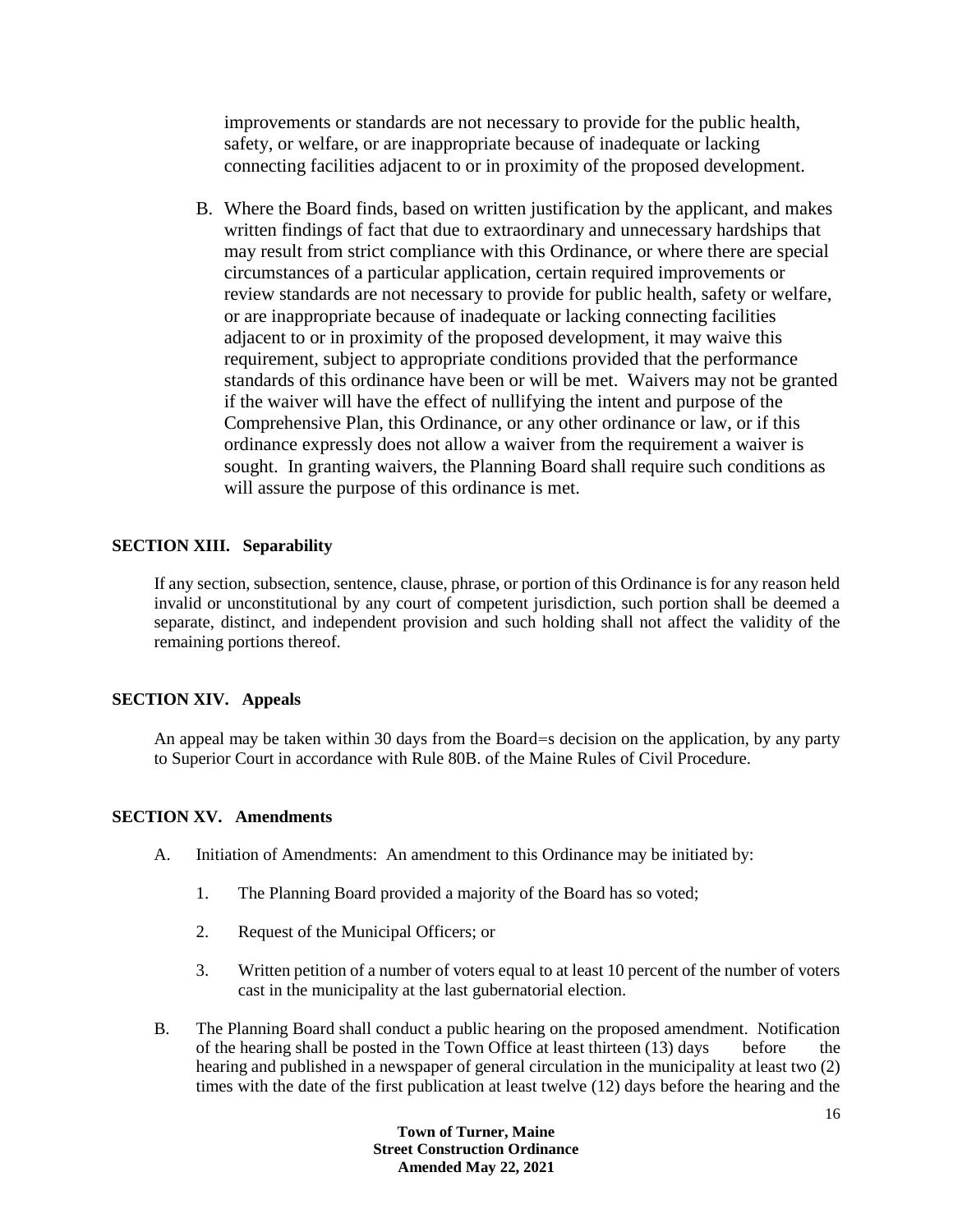improvements or standards are not necessary to provide for the public health, safety, or welfare, or are inappropriate because of inadequate or lacking connecting facilities adjacent to or in proximity of the proposed development.

B. Where the Board finds, based on written justification by the applicant, and makes written findings of fact that due to extraordinary and unnecessary hardships that may result from strict compliance with this Ordinance, or where there are special circumstances of a particular application, certain required improvements or review standards are not necessary to provide for public health, safety or welfare, or are inappropriate because of inadequate or lacking connecting facilities adjacent to or in proximity of the proposed development, it may waive this requirement, subject to appropriate conditions provided that the performance standards of this ordinance have been or will be met. Waivers may not be granted if the waiver will have the effect of nullifying the intent and purpose of the Comprehensive Plan, this Ordinance, or any other ordinance or law, or if this ordinance expressly does not allow a waiver from the requirement a waiver is sought. In granting waivers, the Planning Board shall require such conditions as will assure the purpose of this ordinance is met.

## SECTION XIII. Separability

If any section, subsection, sentence, clause, phrase, or portion of this Ordinance is for any reason held invalid or unconstitutional by any court of competent jurisdiction, such portion shall be deemed a separate, distinct, and independent provision and such holding shall not affect the validity of the remaining portions thereof.

## SECTION XIV. Appeals

An appeal may be taken within 30 days from the Board=s decision on the application, by any party to Superior Court in accordance with Rule 80B. of the Maine Rules of Civil Procedure.

## SECTION XV. Amendments

A. Initiation of Amendments: An amendment to this Ordinance may be initiated by:

1. The Planning Board provided a majority of the Board has so voted;

2. Request of the Municipal Officers; or

3. Written petition of a number of voters equal to at least 10 percent of the number of voters cast in the municipality at the last gubernatorial election.

B. The Planning Board shall conduct a public hearing on the proposed amendment. Notification of the hearing shall be posted in the Town Office at least thirteen (13) days before the hearing and published in a newspaper of general circulation in the municipality at least two (2) times with the date of the first publication at least twelve (12) days before the hearing and the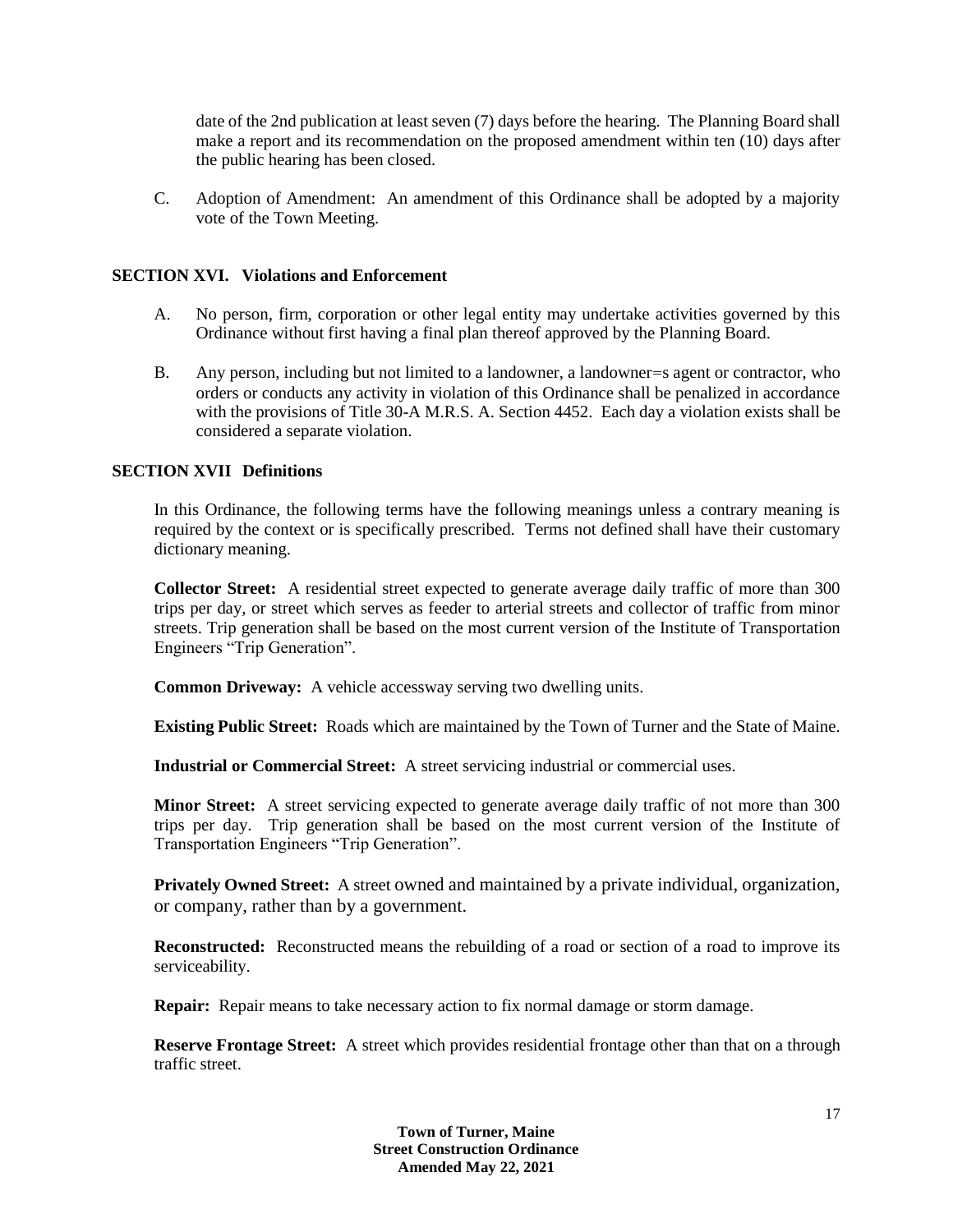date of the 2nd publication at least seven (7) days before the hearing. The Planning Board shall make a report and its recommendation on the proposed amendment within ten (10) days after the public hearing has been closed.

C. Adoption of Amendment: An amendment of this Ordinance shall be adopted by a majority vote of the Town Meeting.

## SECTION XVI. Violations and Enforcement

A. No person, firm, corporation or other legal entity may undertake activities governed by this Ordinance without first having a final plan thereof approved by the Planning Board.

B. Any person, including but not limited to a landowner, a landowner=s agent or contractor, who orders or conducts any activity in violation of this Ordinance shall be penalized in accordance with the provisions of Title 30-A M.R.S. A. Section 4452. Each day a violation exists shall be considered a separate violation.

## SECTION XVII Definitions

In this Ordinance, the following terms have the following meanings unless a contrary meaning is required by the context or is specifically prescribed. Terms not defined shall have their customary dictionary meaning.

**Collector Street:** A residential street expected to generate average daily traffic of more than 300 trips per day, or street which serves as feeder to arterial streets and collector of traffic from minor streets. Trip generation shall be based on the most current version of the Institute of Transportation Engineers "Trip Generation".

**Common Driveway:** A vehicle accessway serving two dwelling units.

**Existing Public Street:** Roads which are maintained by the Town of Turner and the State of Maine.

**Industrial or Commercial Street:** A street servicing industrial or commercial uses.

**Minor Street:** A street servicing expected to generate average daily traffic of not more than 300 trips per day. Trip generation shall be based on the most current version of the Institute of Transportation Engineers "Trip Generation".

**Privately Owned Street:** A street owned and maintained by a private individual, organization, or company, rather than by a government.

**Reconstructed:** Reconstructed means the rebuilding of a road or section of a road to improve its serviceability.

**Repair:** Repair means to take necessary action to fix normal damage or storm damage.

**Reserve Frontage Street:** A street which provides residential frontage other than that on a through traffic street.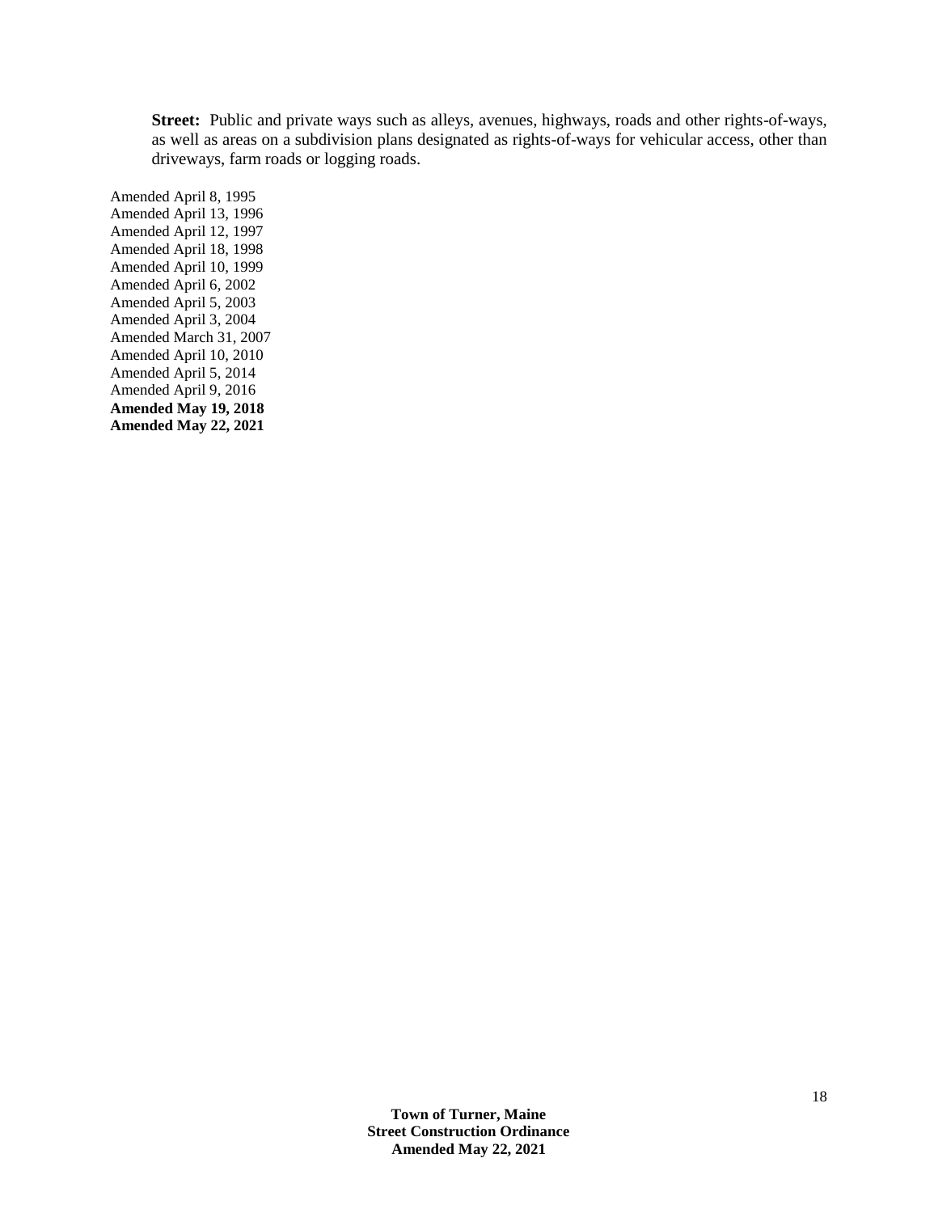**Street:** Public and private ways such as alleys, avenues, highways, roads and other rights-of-ways, as well as areas on a subdivision plans designated as rights-of-ways for vehicular access, other than driveways, farm roads or logging roads.

Amended April 8, 1995
Amended April 13, 1996
Amended April 12, 1997
Amended April 18, 1998
Amended April 10, 1999
Amended April 6, 2002
Amended April 5, 2003
Amended April 3, 2004
Amended March 31, 2007
Amended April 10, 2010
Amended April 5, 2014
Amended April 9, 2016
**Amended May 19, 2018**
**Amended May 22, 2021**